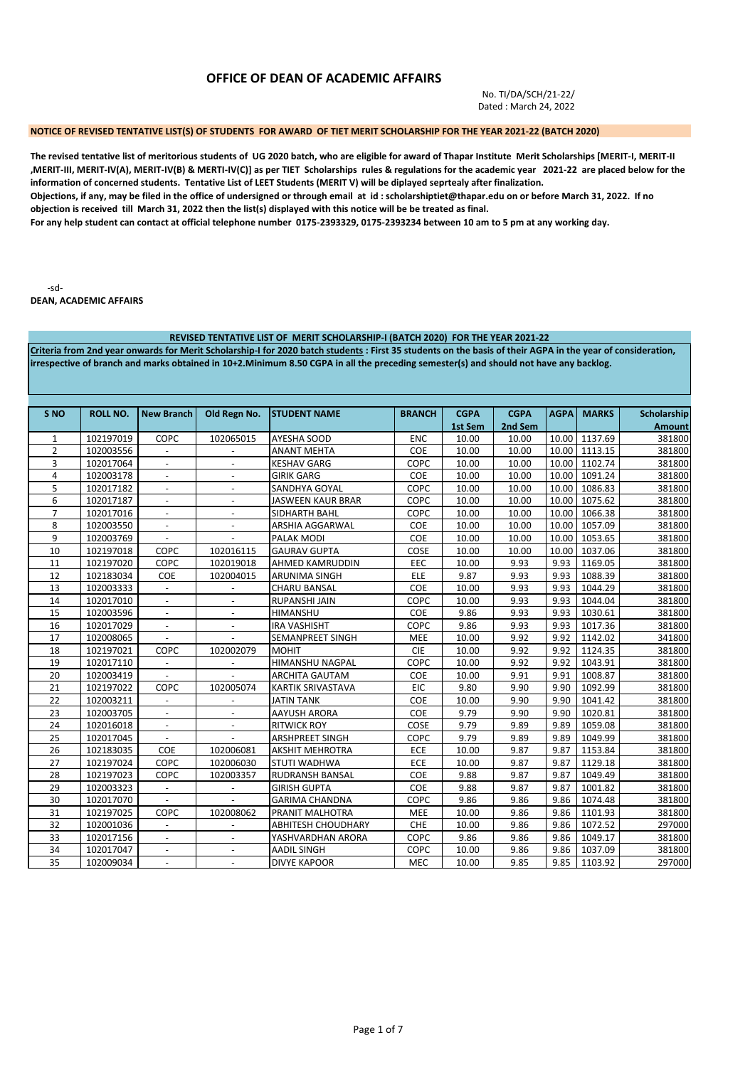# OFFICE OF DEAN OF ACADEMIC AFFAIRS

No. TI/DA/SCH/21-22/
Dated : March 24, 2022

**NOTICE OF REVISED TENTATIVE LIST(S) OF STUDENTS FOR AWARD OF TIET MERIT SCHOLARSHIP FOR THE YEAR 2021-22 (BATCH 2020)**

**The revised tentative list of meritorious students of UG 2020 batch, who are eligible for award of Thapar Institute Merit Scholarships [MERIT-I, MERIT-II ,MERIT-III, MERIT-IV(A), MERIT-IV(B) & MERTI-IV(C)] as per TIET Scholarships rules & regulations for the academic year 2021-22 are placed below for the information of concerned students. Tentative List of LEET Students (MERIT V) will be diplayed seprtealy after finalization.**
**Objections, if any, may be filed in the office of undersigned or through email at id : scholarshiptiet@thapar.edu on or before March 31, 2022. If no objection is received till March 31, 2022 then the list(s) displayed with this notice will be be treated as final.**
**For any help student can contact at official telephone number 0175-2393329, 0175-2393234 between 10 am to 5 pm at any working day.**

-sd-
**DEAN, ACADEMIC AFFAIRS**

## REVISED TENTATIVE LIST OF MERIT SCHOLARSHIP-I (BATCH 2020) FOR THE YEAR 2021-22

**Criteria from 2nd year onwards for Merit Scholarship-I for 2020 batch students : First 35 students on the basis of their AGPA in the year of consideration, irrespective of branch and marks obtained in 10+2.Minimum 8.50 CGPA in all the preceding semester(s) and should not have any backlog.**

| S NO | ROLL NO. | New Branch | Old Regn No. | STUDENT NAME | BRANCH | CGPA 1st Sem | CGPA 2nd Sem | AGPA | MARKS | Scholarship Amount |
|---|---|---|---|---|---|---|---|---|---|---|
| 1 | 102197019 | COPC | 102065015 | AYESHA SOOD | ENC | 10.00 | 10.00 | 10.00 | 1137.69 | 381800 |
| 2 | 102003556 | - | - | ANANT MEHTA | COE | 10.00 | 10.00 | 10.00 | 1113.15 | 381800 |
| 3 | 102017064 | - | - | KESHAV GARG | COPC | 10.00 | 10.00 | 10.00 | 1102.74 | 381800 |
| 4 | 102003178 | - | - | GIRIK GARG | COE | 10.00 | 10.00 | 10.00 | 1091.24 | 381800 |
| 5 | 102017182 | - | - | SANDHYA GOYAL | COPC | 10.00 | 10.00 | 10.00 | 1086.83 | 381800 |
| 6 | 102017187 | - | - | JASWEEN KAUR BRAR | COPC | 10.00 | 10.00 | 10.00 | 1075.62 | 381800 |
| 7 | 102017016 | - | - | SIDHARTH BAHL | COPC | 10.00 | 10.00 | 10.00 | 1066.38 | 381800 |
| 8 | 102003550 | - | - | ARSHIA AGGARWAL | COE | 10.00 | 10.00 | 10.00 | 1057.09 | 381800 |
| 9 | 102003769 | - | - | PALAK MODI | COE | 10.00 | 10.00 | 10.00 | 1053.65 | 381800 |
| 10 | 102197018 | COPC | 102016115 | GAURAV GUPTA | COSE | 10.00 | 10.00 | 10.00 | 1037.06 | 381800 |
| 11 | 102197020 | COPC | 102019018 | AHMED KAMRUDDIN | EEC | 10.00 | 9.93 | 9.93 | 1169.05 | 381800 |
| 12 | 102183034 | COE | 102004015 | ARUNIMA SINGH | ELE | 9.87 | 9.93 | 9.93 | 1088.39 | 381800 |
| 13 | 102003333 | - | - | CHARU BANSAL | COE | 10.00 | 9.93 | 9.93 | 1044.29 | 381800 |
| 14 | 102017010 | - | - | RUPANSHI JAIN | COPC | 10.00 | 9.93 | 9.93 | 1044.04 | 381800 |
| 15 | 102003596 | - | - | HIMANSHU | COE | 9.86 | 9.93 | 9.93 | 1030.61 | 381800 |
| 16 | 102017029 | - | - | IRA VASHISHT | COPC | 9.86 | 9.93 | 9.93 | 1017.36 | 381800 |
| 17 | 102008065 | - | - | SEMANPREET SINGH | MEE | 10.00 | 9.92 | 9.92 | 1142.02 | 341800 |
| 18 | 102197021 | COPC | 102002079 | MOHIT | CIE | 10.00 | 9.92 | 9.92 | 1124.35 | 381800 |
| 19 | 102017110 | - | - | HIMANSHU NAGPAL | COPC | 10.00 | 9.92 | 9.92 | 1043.91 | 381800 |
| 20 | 102003419 | - | - | ARCHITA GAUTAM | COE | 10.00 | 9.91 | 9.91 | 1008.87 | 381800 |
| 21 | 102197022 | COPC | 102005074 | KARTIK SRIVASTAVA | EIC | 9.80 | 9.90 | 9.90 | 1092.99 | 381800 |
| 22 | 102003211 | - | - | JATIN TANK | COE | 10.00 | 9.90 | 9.90 | 1041.42 | 381800 |
| 23 | 102003705 | - | - | AAYUSH ARORA | COE | 9.79 | 9.90 | 9.90 | 1020.81 | 381800 |
| 24 | 102016018 | - | - | RITWICK ROY | COSE | 9.79 | 9.89 | 9.89 | 1059.08 | 381800 |
| 25 | 102017045 | - | - | ARSHPREET SINGH | COPC | 9.79 | 9.89 | 9.89 | 1049.99 | 381800 |
| 26 | 102183035 | COE | 102006081 | AKSHIT MEHROTRA | ECE | 10.00 | 9.87 | 9.87 | 1153.84 | 381800 |
| 27 | 102197024 | COPC | 102006030 | STUTI WADHWA | ECE | 10.00 | 9.87 | 9.87 | 1129.18 | 381800 |
| 28 | 102197023 | COPC | 102003357 | RUDRANSH BANSAL | COE | 9.88 | 9.87 | 9.87 | 1049.49 | 381800 |
| 29 | 102003323 | - | - | GIRISH GUPTA | COE | 9.88 | 9.87 | 9.87 | 1001.82 | 381800 |
| 30 | 102017070 | - | - | GARIMA CHANDNA | COPC | 9.86 | 9.86 | 9.86 | 1074.48 | 381800 |
| 31 | 102197025 | COPC | 102008062 | PRANIT MALHOTRA | MEE | 10.00 | 9.86 | 9.86 | 1101.93 | 381800 |
| 32 | 102001036 | - | - | ABHITESH CHOUDHARY | CHE | 10.00 | 9.86 | 9.86 | 1072.52 | 297000 |
| 33 | 102017156 | - | - | YASHVARDHAN ARORA | COPC | 9.86 | 9.86 | 9.86 | 1049.17 | 381800 |
| 34 | 102017047 | - | - | AADIL SINGH | COPC | 10.00 | 9.86 | 9.86 | 1037.09 | 381800 |
| 35 | 102009034 | - | - | DIVYE KAPOOR | MEC | 10.00 | 9.85 | 9.85 | 1103.92 | 297000 |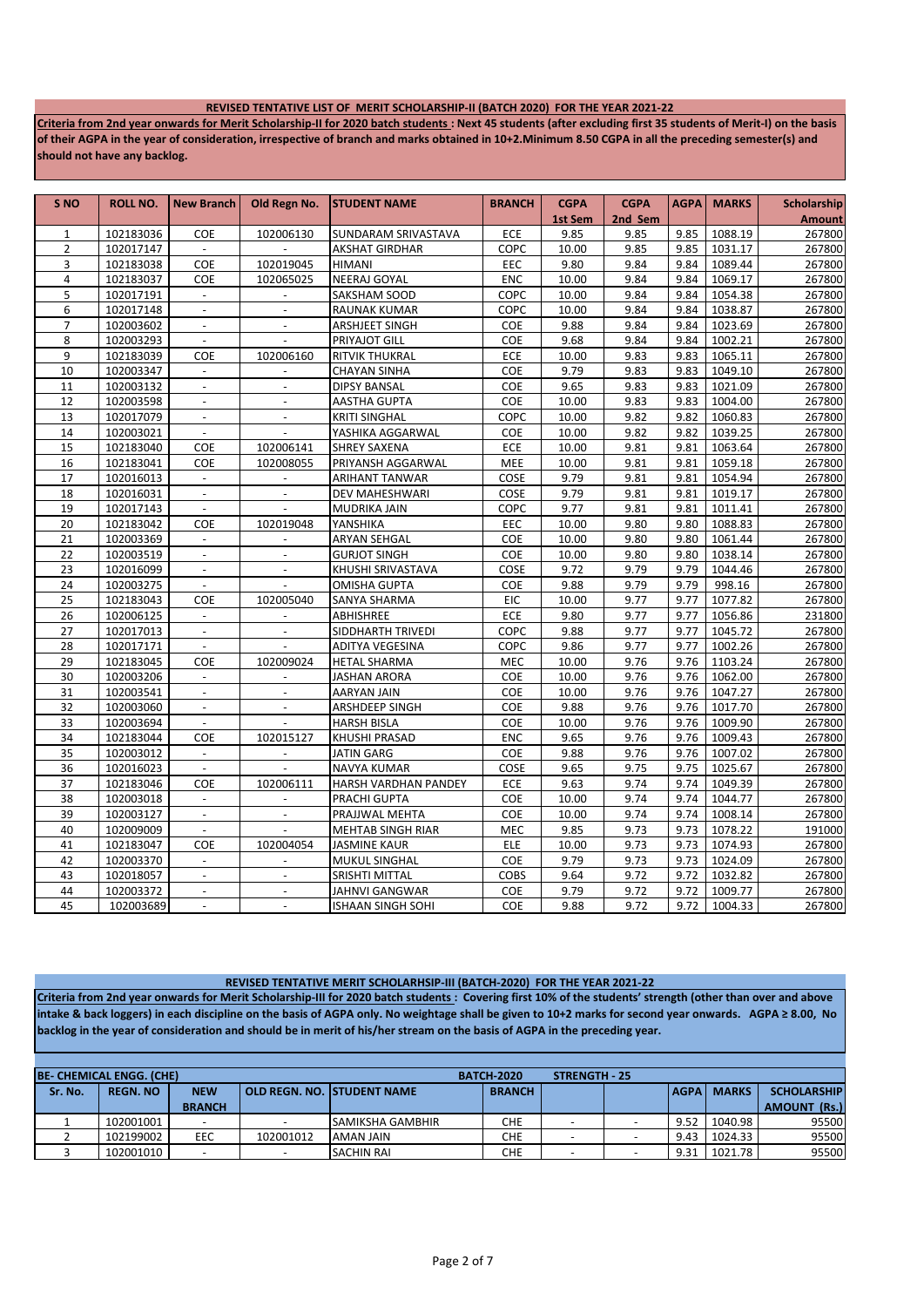**REVISED TENTATIVE LIST OF MERIT SCHOLARSHIP-II (BATCH 2020) FOR THE YEAR 2021-22**

**Criteria from 2nd year onwards for Merit Scholarship-II for 2020 batch students : Next 45 students (after excluding first 35 students of Merit-I) on the basis of their AGPA in the year of consideration, irrespective of branch and marks obtained in 10+2.Minimum 8.50 CGPA in all the preceding semester(s) and should not have any backlog.**

| S NO | ROLL NO. | New Branch | Old Regn No. | STUDENT NAME | BRANCH | CGPA 1st Sem | CGPA 2nd Sem | AGPA | MARKS | Scholarship Amount |
|---|---|---|---|---|---|---|---|---|---|---|
| 1 | 102183036 | COE | 102006130 | SUNDARAM SRIVASTAVA | ECE | 9.85 | 9.85 | 9.85 | 1088.19 | 267800 |
| 2 | 102017147 | - | - | AKSHAT GIRDHAR | COPC | 10.00 | 9.85 | 9.85 | 1031.17 | 267800 |
| 3 | 102183038 | COE | 102019045 | HIMANI | EEC | 9.80 | 9.84 | 9.84 | 1089.44 | 267800 |
| 4 | 102183037 | COE | 102065025 | NEERAJ GOYAL | ENC | 10.00 | 9.84 | 9.84 | 1069.17 | 267800 |
| 5 | 102017191 | - | - | SAKSHAM SOOD | COPC | 10.00 | 9.84 | 9.84 | 1054.38 | 267800 |
| 6 | 102017148 | - | - | RAUNAK KUMAR | COPC | 10.00 | 9.84 | 9.84 | 1038.87 | 267800 |
| 7 | 102003602 | - | - | ARSHJEET SINGH | COE | 9.88 | 9.84 | 9.84 | 1023.69 | 267800 |
| 8 | 102003293 | - | - | PRIYAJOT GILL | COE | 9.68 | 9.84 | 9.84 | 1002.21 | 267800 |
| 9 | 102183039 | COE | 102006160 | RITVIK THUKRAL | ECE | 10.00 | 9.83 | 9.83 | 1065.11 | 267800 |
| 10 | 102003347 | - | - | CHAYAN SINHA | COE | 9.79 | 9.83 | 9.83 | 1049.10 | 267800 |
| 11 | 102003132 | - | - | DIPSY BANSAL | COE | 9.65 | 9.83 | 9.83 | 1021.09 | 267800 |
| 12 | 102003598 | - | - | AASTHA GUPTA | COE | 10.00 | 9.83 | 9.83 | 1004.00 | 267800 |
| 13 | 102017079 | - | - | KRITI SINGHAL | COPC | 10.00 | 9.82 | 9.82 | 1060.83 | 267800 |
| 14 | 102003021 | - | - | YASHIKA AGGARWAL | COE | 10.00 | 9.82 | 9.82 | 1039.25 | 267800 |
| 15 | 102183040 | COE | 102006141 | SHREY SAXENA | ECE | 10.00 | 9.81 | 9.81 | 1063.64 | 267800 |
| 16 | 102183041 | COE | 102008055 | PRIYANSH AGGARWAL | MEE | 10.00 | 9.81 | 9.81 | 1059.18 | 267800 |
| 17 | 102016013 | - | - | ARIHANT TANWAR | COSE | 9.79 | 9.81 | 9.81 | 1054.94 | 267800 |
| 18 | 102016031 | - | - | DEV MAHESHWARI | COSE | 9.79 | 9.81 | 9.81 | 1019.17 | 267800 |
| 19 | 102017143 | - | - | MUDRIKA JAIN | COPC | 9.77 | 9.81 | 9.81 | 1011.41 | 267800 |
| 20 | 102183042 | COE | 102019048 | YANSHIKA | EEC | 10.00 | 9.80 | 9.80 | 1088.83 | 267800 |
| 21 | 102003369 | - | - | ARYAN SEHGAL | COE | 10.00 | 9.80 | 9.80 | 1061.44 | 267800 |
| 22 | 102003519 | - | - | GURJOT SINGH | COE | 10.00 | 9.80 | 9.80 | 1038.14 | 267800 |
| 23 | 102016099 | - | - | KHUSHI SRIVASTAVA | COSE | 9.72 | 9.79 | 9.79 | 1044.46 | 267800 |
| 24 | 102003275 | - | - | OMISHA GUPTA | COE | 9.88 | 9.79 | 9.79 | 998.16 | 267800 |
| 25 | 102183043 | COE | 102005040 | SANYA SHARMA | EIC | 10.00 | 9.77 | 9.77 | 1077.82 | 267800 |
| 26 | 102006125 | - | - | ABHISHREE | ECE | 9.80 | 9.77 | 9.77 | 1056.86 | 231800 |
| 27 | 102017013 | - | - | SIDDHARTH TRIVEDI | COPC | 9.88 | 9.77 | 9.77 | 1045.72 | 267800 |
| 28 | 102017171 | - | - | ADITYA VEGESINA | COPC | 9.86 | 9.77 | 9.77 | 1002.26 | 267800 |
| 29 | 102183045 | COE | 102009024 | HETAL SHARMA | MEC | 10.00 | 9.76 | 9.76 | 1103.24 | 267800 |
| 30 | 102003206 | - | - | JASHAN ARORA | COE | 10.00 | 9.76 | 9.76 | 1062.00 | 267800 |
| 31 | 102003541 | - | - | AARYAN JAIN | COE | 10.00 | 9.76 | 9.76 | 1047.27 | 267800 |
| 32 | 102003060 | - | - | ARSHDEEP SINGH | COE | 9.88 | 9.76 | 9.76 | 1017.70 | 267800 |
| 33 | 102003694 | - | - | HARSH BISLA | COE | 10.00 | 9.76 | 9.76 | 1009.90 | 267800 |
| 34 | 102183044 | COE | 102015127 | KHUSHI PRASAD | ENC | 9.65 | 9.76 | 9.76 | 1009.43 | 267800 |
| 35 | 102003012 | - | - | JATIN GARG | COE | 9.88 | 9.76 | 9.76 | 1007.02 | 267800 |
| 36 | 102016023 | - | - | NAVYA KUMAR | COSE | 9.65 | 9.75 | 9.75 | 1025.67 | 267800 |
| 37 | 102183046 | COE | 102006111 | HARSH VARDHAN PANDEY | ECE | 9.63 | 9.74 | 9.74 | 1049.39 | 267800 |
| 38 | 102003018 | - | - | PRACHI GUPTA | COE | 10.00 | 9.74 | 9.74 | 1044.77 | 267800 |
| 39 | 102003127 | - | - | PRAJJWAL MEHTA | COE | 10.00 | 9.74 | 9.74 | 1008.14 | 267800 |
| 40 | 102009009 | - | - | MEHTAB SINGH RIAR | MEC | 9.85 | 9.73 | 9.73 | 1078.22 | 191000 |
| 41 | 102183047 | COE | 102004054 | JASMINE KAUR | ELE | 10.00 | 9.73 | 9.73 | 1074.93 | 267800 |
| 42 | 102003370 | - | - | MUKUL SINGHAL | COE | 9.79 | 9.73 | 9.73 | 1024.09 | 267800 |
| 43 | 102018057 | - | - | SRISHTI MITTAL | COBS | 9.64 | 9.72 | 9.72 | 1032.82 | 267800 |
| 44 | 102003372 | - | - | JAHNVI GANGWAR | COE | 9.79 | 9.72 | 9.72 | 1009.77 | 267800 |
| 45 | 102003689 | - | - | ISHAAN SINGH SOHI | COE | 9.88 | 9.72 | 9.72 | 1004.33 | 267800 |

**REVISED TENTATIVE MERIT SCHOLARHSIP-III (BATCH-2020) FOR THE YEAR 2021-22**

**Criteria from 2nd year onwards for Merit Scholarship-III for 2020 batch students : Covering first 10% of the students' strength (other than over and above intake & back loggers) in each discipline on the basis of AGPA only. No weightage shall be given to 10+2 marks for second year onwards. AGPA ≥ 8.00, No backlog in the year of consideration and should be in merit of his/her stream on the basis of AGPA in the preceding year.**

| BE- CHEMICAL ENGG. (CHE) | | | | | BATCH-2020 | STRENGTH - 25 | | | | |
|---|---|---|---|---|---|---|---|---|---|---|
| Sr. No. | REGN. NO | NEW BRANCH | OLD REGN. NO. | STUDENT NAME | BRANCH | | | AGPA | MARKS | SCHOLARSHIP AMOUNT (Rs.) |
| 1 | 102001001 | - | - | SAMIKSHA GAMBHIR | CHE | - | - | 9.52 | 1040.98 | 95500 |
| 2 | 102199002 | EEC | 102001012 | AMAN JAIN | CHE | - | - | 9.43 | 1024.33 | 95500 |
| 3 | 102001010 | - | - | SACHIN RAI | CHE | - | - | 9.31 | 1021.78 | 95500 |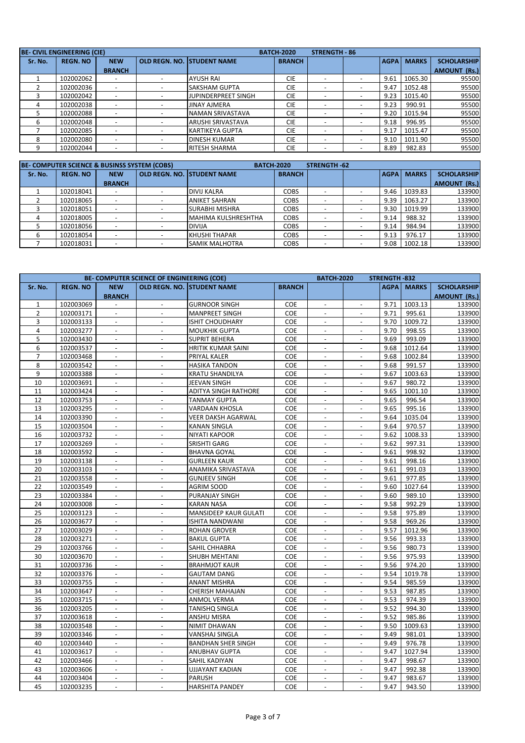| BE- CIVIL ENGINEERING (CIE) | | | | | BATCH-2020 | STRENGTH - 86 | | | | |
|---|---|---|---|---|---|---|---|---|---|---|
| Sr. No. | REGN. NO | NEW BRANCH | OLD REGN. NO. | STUDENT NAME | BRANCH | | | AGPA | MARKS | SCHOLARSHIP AMOUNT (Rs.) |
| 1 | 102002062 | - | - | AYUSH RAI | CIE | - | - | 9.61 | 1065.30 | 95500 |
| 2 | 102002036 | - | - | SAKSHAM GUPTA | CIE | - | - | 9.47 | 1052.48 | 95500 |
| 3 | 102002042 | - | - | JUPINDERPREET SINGH | CIE | - | - | 9.23 | 1015.40 | 95500 |
| 4 | 102002038 | - | - | JINAY AJMERA | CIE | - | - | 9.23 | 990.91 | 95500 |
| 5 | 102002088 | - | - | NAMAN SRIVASTAVA | CIE | - | - | 9.20 | 1015.94 | 95500 |
| 6 | 102002048 | - | - | ARUSHI SRIVASTAVA | CIE | - | - | 9.18 | 996.95 | 95500 |
| 7 | 102002085 | - | - | KARTIKEYA GUPTA | CIE | - | - | 9.17 | 1015.47 | 95500 |
| 8 | 102002080 | - | - | DINESH KUMAR | CIE | - | - | 9.10 | 1011.90 | 95500 |
| 9 | 102002044 | - | - | RITESH SHARMA | CIE | - | - | 8.89 | 982.83 | 95500 |

| BE- COMPUTER SCIENCE & BUSINSS SYSTEM (COBS) | | | | | BATCH-2020 | STRENGTH -62 | | | | |
|---|---|---|---|---|---|---|---|---|---|---|
| Sr. No. | REGN. NO | NEW BRANCH | OLD REGN. NO. | STUDENT NAME | BRANCH | | | AGPA | MARKS | SCHOLARSHIP AMOUNT (Rs.) |
| 1 | 102018041 | - | - | DIVIJ KALRA | COBS | - | - | 9.46 | 1039.83 | 133900 |
| 2 | 102018065 | - | - | ANIKET SAHRAN | COBS | - | - | 9.39 | 1063.27 | 133900 |
| 3 | 102018051 | - | - | SURABHI MISHRA | COBS | - | - | 9.30 | 1019.99 | 133900 |
| 4 | 102018005 | - | - | MAHIMA KULSHRESHTHA | COBS | - | - | 9.14 | 988.32 | 133900 |
| 5 | 102018056 | - | - | DIVIJA | COBS | - | - | 9.14 | 984.94 | 133900 |
| 6 | 102018054 | - | - | KHUSHI THAPAR | COBS | - | - | 9.13 | 976.17 | 133900 |
| 7 | 102018031 | - | - | SAMIK MALHOTRA | COBS | - | - | 9.08 | 1002.18 | 133900 |

| BE- COMPUTER SCIENCE OF ENGINEERING (COE) | | | | | | BATCH-2020 | | STRENGTH -832 | | |
|---|---|---|---|---|---|---|---|---|---|---|
| Sr. No. | REGN. NO | NEW BRANCH | OLD REGN. NO. | STUDENT NAME | BRANCH | | | AGPA | MARKS | SCHOLARSHIP AMOUNT (Rs.) |
| 1 | 102003069 | - | - | GURNOOR SINGH | COE | - | - | 9.71 | 1003.13 | 133900 |
| 2 | 102003171 | - | - | MANPREET SINGH | COE | - | - | 9.71 | 995.61 | 133900 |
| 3 | 102003133 | - | - | ISHIT CHOUDHARY | COE | - | - | 9.70 | 1009.72 | 133900 |
| 4 | 102003277 | - | - | MOUKHIK GUPTA | COE | - | - | 9.70 | 998.55 | 133900 |
| 5 | 102003430 | - | - | SUPRIT BEHERA | COE | - | - | 9.69 | 993.09 | 133900 |
| 6 | 102003537 | - | - | HRITIK KUMAR SAINI | COE | - | - | 9.68 | 1012.64 | 133900 |
| 7 | 102003468 | - | - | PRIYAL KALER | COE | - | - | 9.68 | 1002.84 | 133900 |
| 8 | 102003542 | - | - | HASIKA TANDON | COE | - | - | 9.68 | 991.57 | 133900 |
| 9 | 102003388 | - | - | KRATU SHANDILYA | COE | - | - | 9.67 | 1003.63 | 133900 |
| 10 | 102003691 | - | - | JEEVAN SINGH | COE | - | - | 9.67 | 980.72 | 133900 |
| 11 | 102003424 | - | - | ADITYA SINGH RATHORE | COE | - | - | 9.65 | 1001.10 | 133900 |
| 12 | 102003753 | - | - | TANMAY GUPTA | COE | - | - | 9.65 | 996.54 | 133900 |
| 13 | 102003295 | - | - | VARDAAN KHOSLA | COE | - | - | 9.65 | 995.16 | 133900 |
| 14 | 102003390 | - | - | VEER DAKSH AGARWAL | COE | - | - | 9.64 | 1035.04 | 133900 |
| 15 | 102003504 | - | - | KANAN SINGLA | COE | - | - | 9.64 | 970.57 | 133900 |
| 16 | 102003732 | - | - | NIYATI KAPOOR | COE | - | - | 9.62 | 1008.33 | 133900 |
| 17 | 102003269 | - | - | SRISHTI GARG | COE | - | - | 9.62 | 997.31 | 133900 |
| 18 | 102003592 | - | - | BHAVNA GOYAL | COE | - | - | 9.61 | 998.92 | 133900 |
| 19 | 102003138 | - | - | GURLEEN KAUR | COE | - | - | 9.61 | 998.16 | 133900 |
| 20 | 102003103 | - | - | ANAMIKA SRIVASTAVA | COE | - | - | 9.61 | 991.03 | 133900 |
| 21 | 102003558 | - | - | GUNJEEV SINGH | COE | - | - | 9.61 | 977.85 | 133900 |
| 22 | 102003549 | - | - | AGRIM SOOD | COE | - | - | 9.60 | 1027.64 | 133900 |
| 23 | 102003384 | - | - | PURANJAY SINGH | COE | - | - | 9.60 | 989.10 | 133900 |
| 24 | 102003008 | - | - | KARAN NASA | COE | - | - | 9.58 | 992.29 | 133900 |
| 25 | 102003123 | - | - | MANSIDEEP KAUR GULATI | COE | - | - | 9.58 | 975.89 | 133900 |
| 26 | 102003677 | - | - | ISHITA NANDWANI | COE | - | - | 9.58 | 969.26 | 133900 |
| 27 | 102003029 | - | - | ROHAN GROVER | COE | - | - | 9.57 | 1012.96 | 133900 |
| 28 | 102003271 | - | - | BAKUL GUPTA | COE | - | - | 9.56 | 993.33 | 133900 |
| 29 | 102003766 | - | - | SAHIL CHHABRA | COE | - | - | 9.56 | 980.73 | 133900 |
| 30 | 102003670 | - | - | SHUBH MEHTANI | COE | - | - | 9.56 | 975.93 | 133900 |
| 31 | 102003736 | - | - | BRAHMJOT KAUR | COE | - | - | 9.56 | 974.20 | 133900 |
| 32 | 102003376 | - | - | GAUTAM DANG | COE | - | - | 9.54 | 1019.78 | 133900 |
| 33 | 102003755 | - | - | ANANT MISHRA | COE | - | - | 9.54 | 985.59 | 133900 |
| 34 | 102003647 | - | - | CHERISH MAHAJAN | COE | - | - | 9.53 | 987.85 | 133900 |
| 35 | 102003715 | - | - | ANMOL VERMA | COE | - | - | 9.53 | 974.39 | 133900 |
| 36 | 102003205 | - | - | TANISHQ SINGLA | COE | - | - | 9.52 | 994.30 | 133900 |
| 37 | 102003618 | - | - | ANSHU MISRA | COE | - | - | 9.52 | 985.86 | 133900 |
| 38 | 102003548 | - | - | NIMIT DHAWAN | COE | - | - | 9.50 | 1009.63 | 133900 |
| 39 | 102003346 | - | - | VANSHAJ SINGLA | COE | - | - | 9.49 | 981.01 | 133900 |
| 40 | 102003440 | - | - | BANDHAN SHER SINGH | COE | - | - | 9.49 | 976.78 | 133900 |
| 41 | 102003617 | - | - | ANUBHAV GUPTA | COE | - | - | 9.47 | 1027.94 | 133900 |
| 42 | 102003466 | - | - | SAHIL KADIYAN | COE | - | - | 9.47 | 998.67 | 133900 |
| 43 | 102003606 | - | - | UJJAYANT KADIAN | COE | - | - | 9.47 | 992.38 | 133900 |
| 44 | 102003404 | - | - | PARUSH | COE | - | - | 9.47 | 983.67 | 133900 |
| 45 | 102003235 | - | - | HARSHITA PANDEY | COE | - | - | 9.47 | 943.50 | 133900 |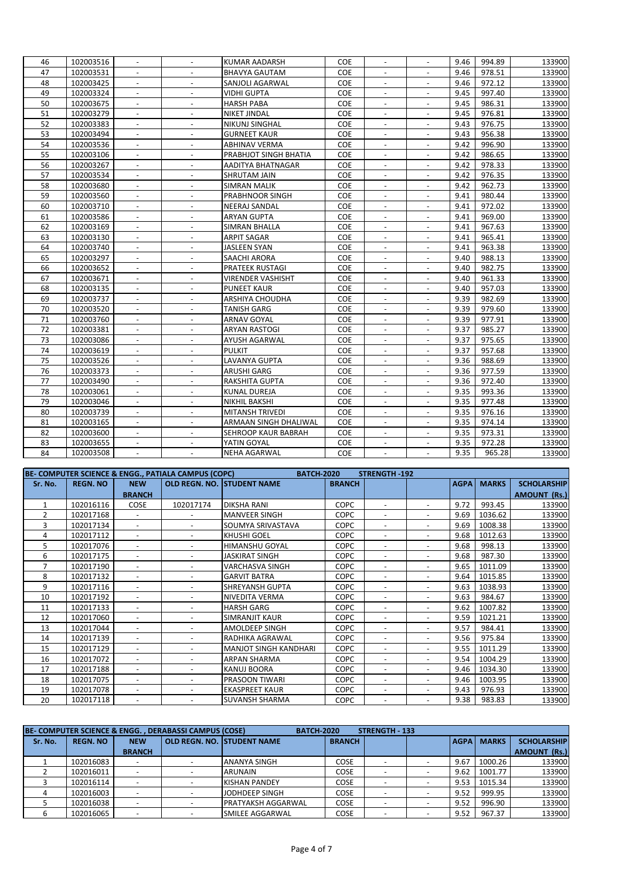| 46 | 102003516 | - | - | KUMAR AADARSH | COE | - | - | 9.46 | 994.89 | 133900 |
|---|---|---|---|---|---|---|---|---|---|---|
| 47 | 102003531 | - | - | BHAVYA GAUTAM | COE | - | - | 9.46 | 978.51 | 133900 |
| 48 | 102003425 | - | - | SANJOLI AGARWAL | COE | - | - | 9.46 | 972.12 | 133900 |
| 49 | 102003324 | - | - | VIDHI GUPTA | COE | - | - | 9.45 | 997.40 | 133900 |
| 50 | 102003675 | - | - | HARSH PABA | COE | - | - | 9.45 | 986.31 | 133900 |
| 51 | 102003279 | - | - | NIKET JINDAL | COE | - | - | 9.45 | 976.81 | 133900 |
| 52 | 102003383 | - | - | NIKUNJ SINGHAL | COE | - | - | 9.43 | 976.75 | 133900 |
| 53 | 102003494 | - | - | GURNEET KAUR | COE | - | - | 9.43 | 956.38 | 133900 |
| 54 | 102003536 | - | - | ABHINAV VERMA | COE | - | - | 9.42 | 996.90 | 133900 |
| 55 | 102003106 | - | - | PRABHJOT SINGH BHATIA | COE | - | - | 9.42 | 986.65 | 133900 |
| 56 | 102003267 | - | - | AADITYA BHATNAGAR | COE | - | - | 9.42 | 978.33 | 133900 |
| 57 | 102003534 | - | - | SHRUTAM JAIN | COE | - | - | 9.42 | 976.35 | 133900 |
| 58 | 102003680 | - | - | SIMRAN MALIK | COE | - | - | 9.42 | 962.73 | 133900 |
| 59 | 102003560 | - | - | PRABHNOOR SINGH | COE | - | - | 9.41 | 980.44 | 133900 |
| 60 | 102003710 | - | - | NEERAJ SANDAL | COE | - | - | 9.41 | 972.02 | 133900 |
| 61 | 102003586 | - | - | ARYAN GUPTA | COE | - | - | 9.41 | 969.00 | 133900 |
| 62 | 102003169 | - | - | SIMRAN BHALLA | COE | - | - | 9.41 | 967.63 | 133900 |
| 63 | 102003130 | - | - | ARPIT SAGAR | COE | - | - | 9.41 | 965.41 | 133900 |
| 64 | 102003740 | - | - | JASLEEN SYAN | COE | - | - | 9.41 | 963.38 | 133900 |
| 65 | 102003297 | - | - | SAACHI ARORA | COE | - | - | 9.40 | 988.13 | 133900 |
| 66 | 102003652 | - | - | PRATEEK RUSTAGI | COE | - | - | 9.40 | 982.75 | 133900 |
| 67 | 102003671 | - | - | VIRENDER VASHISHT | COE | - | - | 9.40 | 961.33 | 133900 |
| 68 | 102003135 | - | - | PUNEET KAUR | COE | - | - | 9.40 | 957.03 | 133900 |
| 69 | 102003737 | - | - | ARSHIYA CHOUDHA | COE | - | - | 9.39 | 982.69 | 133900 |
| 70 | 102003520 | - | - | TANISH GARG | COE | - | - | 9.39 | 979.60 | 133900 |
| 71 | 102003760 | - | - | ARNAV GOYAL | COE | - | - | 9.39 | 977.91 | 133900 |
| 72 | 102003381 | - | - | ARYAN RASTOGI | COE | - | - | 9.37 | 985.27 | 133900 |
| 73 | 102003086 | - | - | AYUSH AGARWAL | COE | - | - | 9.37 | 975.65 | 133900 |
| 74 | 102003619 | - | - | PULKIT | COE | - | - | 9.37 | 957.68 | 133900 |
| 75 | 102003526 | - | - | LAVANYA GUPTA | COE | - | - | 9.36 | 988.69 | 133900 |
| 76 | 102003373 | - | - | ARUSHI GARG | COE | - | - | 9.36 | 977.59 | 133900 |
| 77 | 102003490 | - | - | RAKSHITA GUPTA | COE | - | - | 9.36 | 972.40 | 133900 |
| 78 | 102003061 | - | - | KUNAL DUREJA | COE | - | - | 9.35 | 993.36 | 133900 |
| 79 | 102003046 | - | - | NIKHIL BAKSHI | COE | - | - | 9.35 | 977.48 | 133900 |
| 80 | 102003739 | - | - | MITANSH TRIVEDI | COE | - | - | 9.35 | 976.16 | 133900 |
| 81 | 102003165 | - | - | ARMAAN SINGH DHALIWAL | COE | - | - | 9.35 | 974.14 | 133900 |
| 82 | 102003600 | - | - | SEHROOP KAUR BABRAH | COE | - | - | 9.35 | 973.31 | 133900 |
| 83 | 102003655 | - | - | YATIN GOYAL | COE | - | - | 9.35 | 972.28 | 133900 |
| 84 | 102003508 | - | - | NEHA AGARWAL | COE | - | - | 9.35 | 965.28 | 133900 |

**BE- COMPUTER SCIENCE & ENGG., PATIALA CAMPUS (COPC) BATCH-2020 STRENGTH -192**

| Sr. No. | REGN. NO | NEW BRANCH | OLD REGN. NO. | STUDENT NAME | BRANCH | | | AGPA | MARKS | SCHOLARSHIP AMOUNT (Rs.) |
|---|---|---|---|---|---|---|---|---|---|---|
| 1 | 102016116 | COSE | 102017174 | DIKSHA RANI | COPC | - | - | 9.72 | 993.45 | 133900 |
| 2 | 102017168 | - | - | MANVEER SINGH | COPC | - | - | 9.69 | 1036.62 | 133900 |
| 3 | 102017134 | - | - | SOUMYA SRIVASTAVA | COPC | - | - | 9.69 | 1008.38 | 133900 |
| 4 | 102017112 | - | - | KHUSHI GOEL | COPC | - | - | 9.68 | 1012.63 | 133900 |
| 5 | 102017076 | - | - | HIMANSHU GOYAL | COPC | - | - | 9.68 | 998.13 | 133900 |
| 6 | 102017175 | - | - | JASKIRAT SINGH | COPC | - | - | 9.68 | 987.30 | 133900 |
| 7 | 102017190 | - | - | VARCHASVA SINGH | COPC | - | - | 9.65 | 1011.09 | 133900 |
| 8 | 102017132 | - | - | GARVIT BATRA | COPC | - | - | 9.64 | 1015.85 | 133900 |
| 9 | 102017116 | - | - | SHREYANSH GUPTA | COPC | - | - | 9.63 | 1038.93 | 133900 |
| 10 | 102017192 | - | - | NIVEDITA VERMA | COPC | - | - | 9.63 | 984.67 | 133900 |
| 11 | 102017133 | - | - | HARSH GARG | COPC | - | - | 9.62 | 1007.82 | 133900 |
| 12 | 102017060 | - | - | SIMRANJIT KAUR | COPC | - | - | 9.59 | 1021.21 | 133900 |
| 13 | 102017044 | - | - | AMOLDEEP SINGH | COPC | - | - | 9.57 | 984.41 | 133900 |
| 14 | 102017139 | - | - | RADHIKA AGRAWAL | COPC | - | - | 9.56 | 975.84 | 133900 |
| 15 | 102017129 | - | - | MANJOT SINGH KANDHARI | COPC | - | - | 9.55 | 1011.29 | 133900 |
| 16 | 102017072 | - | - | ARPAN SHARMA | COPC | - | - | 9.54 | 1004.29 | 133900 |
| 17 | 102017188 | - | - | KANUJ BOORA | COPC | - | - | 9.46 | 1034.30 | 133900 |
| 18 | 102017075 | - | - | PRASOON TIWARI | COPC | - | - | 9.46 | 1003.95 | 133900 |
| 19 | 102017078 | - | - | EKASPREET KAUR | COPC | - | - | 9.43 | 976.93 | 133900 |
| 20 | 102017118 | - | - | SUVANSH SHARMA | COPC | - | - | 9.38 | 983.83 | 133900 |

**BE- COMPUTER SCIENCE & ENGG. , DERABASSI CAMPUS (COSE) BATCH-2020 STRENGTH - 133**

| Sr. No. | REGN. NO | NEW BRANCH | OLD REGN. NO. | STUDENT NAME | BRANCH | | | AGPA | MARKS | SCHOLARSHIP AMOUNT (Rs.) |
|---|---|---|---|---|---|---|---|---|---|---|
| 1 | 102016083 | - | - | ANANYA SINGH | COSE | - | - | 9.67 | 1000.26 | 133900 |
| 2 | 102016011 | - | - | ARUNAIN | COSE | - | - | 9.62 | 1001.77 | 133900 |
| 3 | 102016114 | - | - | KISHAN PANDEY | COSE | - | - | 9.53 | 1015.34 | 133900 |
| 4 | 102016003 | - | - | JODHDEEP SINGH | COSE | - | - | 9.52 | 999.95 | 133900 |
| 5 | 102016038 | - | - | PRATYAKSH AGGARWAL | COSE | - | - | 9.52 | 996.90 | 133900 |
| 6 | 102016065 | - | - | SMILEE AGGARWAL | COSE | - | - | 9.52 | 967.37 | 133900 |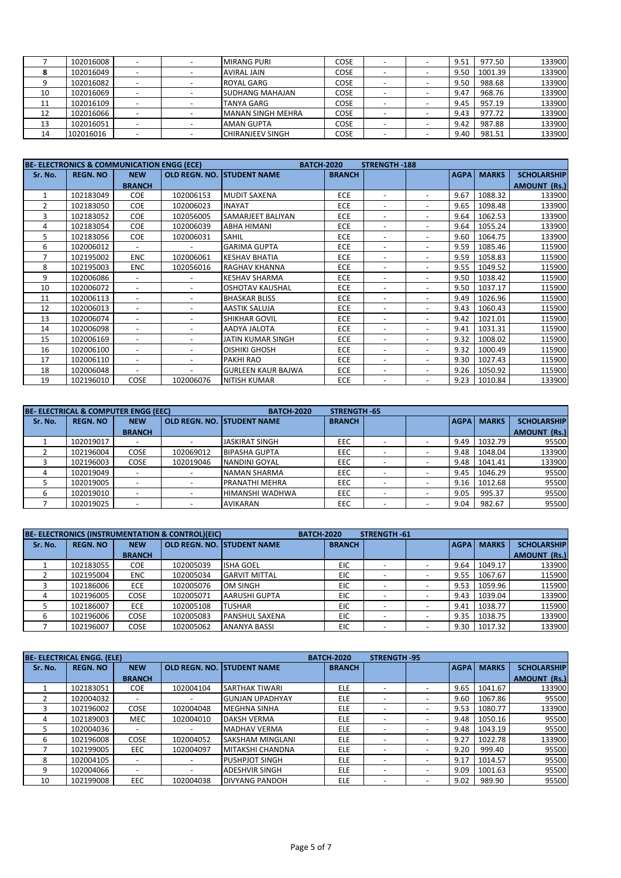| Sr. No. | REGN. NO | NEW BRANCH | OLD REGN. NO. | STUDENT NAME | BRANCH | | | AGPA | MARKS | SCHOLARSHIP AMOUNT (Rs.) |
|---|---|---|---|---|---|---|---|---|---|---|
| 7 | 102016008 | - | - | MIRANG PURI | COSE | - | - | 9.51 | 977.50 | 133900 |
| 8 | 102016049 | - | - | AVIRAL JAIN | COSE | - | - | 9.50 | 1001.39 | 133900 |
| 9 | 102016082 | - | - | ROYAL GARG | COSE | - | - | 9.50 | 988.68 | 133900 |
| 10 | 102016069 | - | - | SUDHANG MAHAJAN | COSE | - | - | 9.47 | 968.76 | 133900 |
| 11 | 102016109 | - | - | TANYA GARG | COSE | - | - | 9.45 | 957.19 | 133900 |
| 12 | 102016066 | - | - | MANAN SINGH MEHRA | COSE | - | - | 9.43 | 977.72 | 133900 |
| 13 | 102016051 | - | - | AMAN GUPTA | COSE | - | - | 9.42 | 987.88 | 133900 |
| 14 | 102016016 | - | - | CHIRANJEEV SINGH | COSE | - | - | 9.40 | 981.51 | 133900 |

| BE- ELECTRONICS & COMMUNICATION ENGG (ECE) | | | | BATCH-2020 | STRENGTH -188 | | | | | |
|---|---|---|---|---|---|---|---|---|---|---|
| Sr. No. | REGN. NO | NEW BRANCH | OLD REGN. NO. | STUDENT NAME | BRANCH | | | AGPA | MARKS | SCHOLARSHIP AMOUNT (Rs.) |
| 1 | 102183049 | COE | 102006153 | MUDIT SAXENA | ECE | - | - | 9.67 | 1088.32 | 133900 |
| 2 | 102183050 | COE | 102006023 | INAYAT | ECE | - | - | 9.65 | 1098.48 | 133900 |
| 3 | 102183052 | COE | 102056005 | SAMARJEET BALIYAN | ECE | - | - | 9.64 | 1062.53 | 133900 |
| 4 | 102183054 | COE | 102006039 | ABHA HIMANI | ECE | - | - | 9.64 | 1055.24 | 133900 |
| 5 | 102183056 | COE | 102006031 | SAHIL | ECE | - | - | 9.60 | 1064.75 | 133900 |
| 6 | 102006012 | - | - | GARIMA GUPTA | ECE | - | - | 9.59 | 1085.46 | 115900 |
| 7 | 102195002 | ENC | 102006061 | KESHAV BHATIA | ECE | - | - | 9.59 | 1058.83 | 115900 |
| 8 | 102195003 | ENC | 102056016 | RAGHAV KHANNA | ECE | - | - | 9.55 | 1049.52 | 115900 |
| 9 | 102006086 | - | - | KESHAV SHARMA | ECE | - | - | 9.50 | 1038.42 | 115900 |
| 10 | 102006072 | - | - | OSHOTAV KAUSHAL | ECE | - | - | 9.50 | 1037.17 | 115900 |
| 11 | 102006113 | - | - | BHASKAR BLISS | ECE | - | - | 9.49 | 1026.96 | 115900 |
| 12 | 102006013 | - | - | AASTIK SALUJA | ECE | - | - | 9.43 | 1060.43 | 115900 |
| 13 | 102006074 | - | - | SHIKHAR GOVIL | ECE | - | - | 9.42 | 1021.01 | 115900 |
| 14 | 102006098 | - | - | AADYA JALOTA | ECE | - | - | 9.41 | 1031.31 | 115900 |
| 15 | 102006169 | - | - | JATIN KUMAR SINGH | ECE | - | - | 9.32 | 1008.02 | 115900 |
| 16 | 102006100 | - | - | OISHIKI GHOSH | ECE | - | - | 9.32 | 1000.49 | 115900 |
| 17 | 102006110 | - | - | PAKHI RAO | ECE | - | - | 9.30 | 1027.43 | 115900 |
| 18 | 102006048 | - | - | GURLEEN KAUR BAJWA | ECE | - | - | 9.26 | 1050.92 | 115900 |
| 19 | 102196010 | COSE | 102006076 | NITISH KUMAR | ECE | - | - | 9.23 | 1010.84 | 133900 |

| BE- ELECTRICAL & COMPUTER ENGG (EEC) | | | | BATCH-2020 | STRENGTH -65 | | | | | |
|---|---|---|---|---|---|---|---|---|---|---|
| Sr. No. | REGN. NO | NEW BRANCH | OLD REGN. NO. | STUDENT NAME | BRANCH | | | AGPA | MARKS | SCHOLARSHIP AMOUNT (Rs.) |
| 1 | 102019017 | - | - | JASKIRAT SINGH | EEC | - | - | 9.49 | 1032.79 | 95500 |
| 2 | 102196004 | COSE | 102069012 | BIPASHA GUPTA | EEC | - | - | 9.48 | 1048.04 | 133900 |
| 3 | 102196003 | COSE | 102019046 | NANDINI GOYAL | EEC | - | - | 9.48 | 1041.41 | 133900 |
| 4 | 102019049 | - | - | NAMAN SHARMA | EEC | - | - | 9.45 | 1046.29 | 95500 |
| 5 | 102019005 | - | - | PRANATHI MEHRA | EEC | - | - | 9.16 | 1012.68 | 95500 |
| 6 | 102019010 | - | - | HIMANSHI WADHWA | EEC | - | - | 9.05 | 995.37 | 95500 |
| 7 | 102019025 | - | - | AVIKARAN | EEC | - | - | 9.04 | 982.67 | 95500 |

| BE- ELECTRONICS (INSTRUMENTATION & CONTROL)(EIC) | | | | BATCH-2020 | STRENGTH -61 | | | | | |
|---|---|---|---|---|---|---|---|---|---|---|
| Sr. No. | REGN. NO | NEW BRANCH | OLD REGN. NO. | STUDENT NAME | BRANCH | | | AGPA | MARKS | SCHOLARSHIP AMOUNT (Rs.) |
| 1 | 102183055 | COE | 102005039 | ISHA GOEL | EIC | - | - | 9.64 | 1049.17 | 133900 |
| 2 | 102195004 | ENC | 102005034 | GARVIT MITTAL | EIC | - | - | 9.55 | 1067.67 | 115900 |
| 3 | 102186006 | ECE | 102005076 | OM SINGH | EIC | - | - | 9.53 | 1059.96 | 115900 |
| 4 | 102196005 | COSE | 102005071 | AARUSHI GUPTA | EIC | - | - | 9.43 | 1039.04 | 133900 |
| 5 | 102186007 | ECE | 102005108 | TUSHAR | EIC | - | - | 9.41 | 1038.77 | 115900 |
| 6 | 102196006 | COSE | 102005083 | PANSHUL SAXENA | EIC | - | - | 9.35 | 1038.75 | 133900 |
| 7 | 102196007 | COSE | 102005062 | ANANYA BASSI | EIC | - | - | 9.30 | 1017.32 | 133900 |

| BE- ELECTRICAL ENGG. (ELE) | | | | | BATCH-2020 | STRENGTH -95 | | | | |
|---|---|---|---|---|---|---|---|---|---|---|
| Sr. No. | REGN. NO | NEW BRANCH | OLD REGN. NO. | STUDENT NAME | BRANCH | | | AGPA | MARKS | SCHOLARSHIP AMOUNT (Rs.) |
| 1 | 102183051 | COE | 102004104 | SARTHAK TIWARI | ELE | - | - | 9.65 | 1041.67 | 133900 |
| 2 | 102004032 | - | - | GUNJAN UPADHYAY | ELE | - | - | 9.60 | 1067.86 | 95500 |
| 3 | 102196002 | COSE | 102004048 | MEGHNA SINHA | ELE | - | - | 9.53 | 1080.77 | 133900 |
| 4 | 102189003 | MEC | 102004010 | DAKSH VERMA | ELE | - | - | 9.48 | 1050.16 | 95500 |
| 5 | 102004036 | - | - | MADHAV VERMA | ELE | - | - | 9.48 | 1043.19 | 95500 |
| 6 | 102196008 | COSE | 102004052 | SAKSHAM MINGLANI | ELE | - | - | 9.27 | 1022.78 | 133900 |
| 7 | 102199005 | EEC | 102004097 | MITAKSHI CHANDNA | ELE | - | - | 9.20 | 999.40 | 95500 |
| 8 | 102004105 | - | - | PUSHPJOT SINGH | ELE | - | - | 9.17 | 1014.57 | 95500 |
| 9 | 102004066 | - | - | ADESHVIR SINGH | ELE | - | - | 9.09 | 1001.63 | 95500 |
| 10 | 102199008 | EEC | 102004038 | DIVYANG PANDOH | ELE | - | - | 9.02 | 989.90 | 95500 |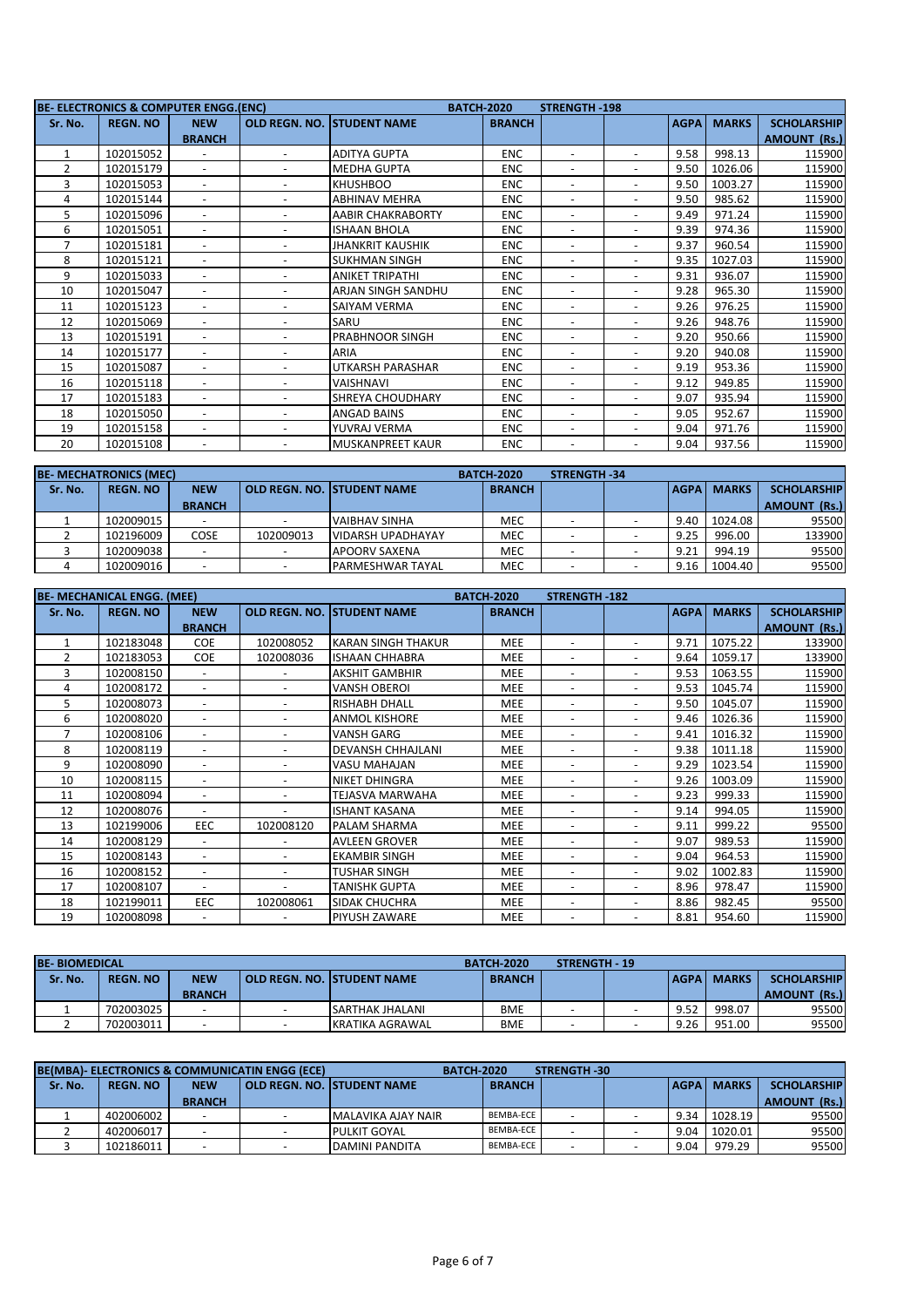| **BE- ELECTRONICS & COMPUTER ENGG.(ENC)** | | | | **BATCH-2020** | | **STRENGTH -198** | | | | |
|---|---|---|---|---|---|---|---|---|---|---|
| **Sr. No.** | **REGN. NO** | **NEW BRANCH** | **OLD REGN. NO.** | **STUDENT NAME** | **BRANCH** | | | **AGPA** | **MARKS** | **SCHOLARSHIP AMOUNT (Rs.)** |
| 1 | 102015052 | - | - | ADITYA GUPTA | ENC | - | - | 9.58 | 998.13 | 115900 |
| 2 | 102015179 | - | - | MEDHA GUPTA | ENC | - | - | 9.50 | 1026.06 | 115900 |
| 3 | 102015053 | - | - | KHUSHBOO | ENC | - | - | 9.50 | 1003.27 | 115900 |
| 4 | 102015144 | - | - | ABHINAV MEHRA | ENC | - | - | 9.50 | 985.62 | 115900 |
| 5 | 102015096 | - | - | AABIR CHAKRABORTY | ENC | - | - | 9.49 | 971.24 | 115900 |
| 6 | 102015051 | - | - | ISHAAN BHOLA | ENC | - | - | 9.39 | 974.36 | 115900 |
| 7 | 102015181 | - | - | JHANKRIT KAUSHIK | ENC | - | - | 9.37 | 960.54 | 115900 |
| 8 | 102015121 | - | - | SUKHMAN SINGH | ENC | - | - | 9.35 | 1027.03 | 115900 |
| 9 | 102015033 | - | - | ANIKET TRIPATHI | ENC | - | - | 9.31 | 936.07 | 115900 |
| 10 | 102015047 | - | - | ARJAN SINGH SANDHU | ENC | - | - | 9.28 | 965.30 | 115900 |
| 11 | 102015123 | - | - | SAIYAM VERMA | ENC | - | - | 9.26 | 976.25 | 115900 |
| 12 | 102015069 | - | - | SARU | ENC | - | - | 9.26 | 948.76 | 115900 |
| 13 | 102015191 | - | - | PRABHNOOR SINGH | ENC | - | - | 9.20 | 950.66 | 115900 |
| 14 | 102015177 | - | - | ARIA | ENC | - | - | 9.20 | 940.08 | 115900 |
| 15 | 102015087 | - | - | UTKARSH PARASHAR | ENC | - | - | 9.19 | 953.36 | 115900 |
| 16 | 102015118 | - | - | VAISHNAVI | ENC | - | - | 9.12 | 949.85 | 115900 |
| 17 | 102015183 | - | - | SHREYA CHOUDHARY | ENC | - | - | 9.07 | 935.94 | 115900 |
| 18 | 102015050 | - | - | ANGAD BAINS | ENC | - | - | 9.05 | 952.67 | 115900 |
| 19 | 102015158 | - | - | YUVRAJ VERMA | ENC | - | - | 9.04 | 971.76 | 115900 |
| 20 | 102015108 | - | - | MUSKANPREET KAUR | ENC | - | - | 9.04 | 937.56 | 115900 |

| **BE- MECHATRONICS (MEC)** | | | | **BATCH-2020** | | **STRENGTH -34** | | | | |
|---|---|---|---|---|---|---|---|---|---|---|
| **Sr. No.** | **REGN. NO** | **NEW BRANCH** | **OLD REGN. NO.** | **STUDENT NAME** | **BRANCH** | | | **AGPA** | **MARKS** | **SCHOLARSHIP AMOUNT (Rs.)** |
| 1 | 102009015 | - | - | VAIBHAV SINHA | MEC | - | - | 9.40 | 1024.08 | 95500 |
| 2 | 102196009 | COSE | 102009013 | VIDARSH UPADHAYAY | MEC | - | - | 9.25 | 996.00 | 133900 |
| 3 | 102009038 | - | - | APOORV SAXENA | MEC | - | - | 9.21 | 994.19 | 95500 |
| 4 | 102009016 | - | - | PARMESHWAR TAYAL | MEC | - | - | 9.16 | 1004.40 | 95500 |

| **BE- MECHANICAL ENGG. (MEE)** | | | | **BATCH-2020** | | **STRENGTH -182** | | | | |
|---|---|---|---|---|---|---|---|---|---|---|
| **Sr. No.** | **REGN. NO** | **NEW BRANCH** | **OLD REGN. NO.** | **STUDENT NAME** | **BRANCH** | | | **AGPA** | **MARKS** | **SCHOLARSHIP AMOUNT (Rs.)** |
| 1 | 102183048 | COE | 102008052 | KARAN SINGH THAKUR | MEE | - | - | 9.71 | 1075.22 | 133900 |
| 2 | 102183053 | COE | 102008036 | ISHAAN CHHABRA | MEE | - | - | 9.64 | 1059.17 | 133900 |
| 3 | 102008150 | - | - | AKSHIT GAMBHIR | MEE | - | - | 9.53 | 1063.55 | 115900 |
| 4 | 102008172 | - | - | VANSH OBEROI | MEE | - | - | 9.53 | 1045.74 | 115900 |
| 5 | 102008073 | - | - | RISHABH DHALL | MEE | - | - | 9.50 | 1045.07 | 115900 |
| 6 | 102008020 | - | - | ANMOL KISHORE | MEE | - | - | 9.46 | 1026.36 | 115900 |
| 7 | 102008106 | - | - | VANSH GARG | MEE | - | - | 9.41 | 1016.32 | 115900 |
| 8 | 102008119 | - | - | DEVANSH CHHAJLANI | MEE | - | - | 9.38 | 1011.18 | 115900 |
| 9 | 102008090 | - | - | VASU MAHAJAN | MEE | - | - | 9.29 | 1023.54 | 115900 |
| 10 | 102008115 | - | - | NIKET DHINGRA | MEE | - | - | 9.26 | 1003.09 | 115900 |
| 11 | 102008094 | - | - | TEJASVA MARWAHA | MEE | - | - | 9.23 | 999.33 | 115900 |
| 12 | 102008076 | - | - | ISHANT KASANA | MEE | - | - | 9.14 | 994.05 | 115900 |
| 13 | 102199006 | EEC | 102008120 | PALAM SHARMA | MEE | - | - | 9.11 | 999.22 | 95500 |
| 14 | 102008129 | - | - | AVLEEN GROVER | MEE | - | - | 9.07 | 989.53 | 115900 |
| 15 | 102008143 | - | - | EKAMBIR SINGH | MEE | - | - | 9.04 | 964.53 | 115900 |
| 16 | 102008152 | - | - | TUSHAR SINGH | MEE | - | - | 9.02 | 1002.83 | 115900 |
| 17 | 102008107 | - | - | TANISHK GUPTA | MEE | - | - | 8.96 | 978.47 | 115900 |
| 18 | 102199011 | EEC | 102008061 | SIDAK CHUCHRA | MEE | - | - | 8.86 | 982.45 | 95500 |
| 19 | 102008098 | - | - | PIYUSH ZAWARE | MEE | - | - | 8.81 | 954.60 | 115900 |

| **BE- BIOMEDICAL** | | | | **BATCH-2020** | | **STRENGTH - 19** | | | | |
|---|---|---|---|---|---|---|---|---|---|---|
| **Sr. No.** | **REGN. NO** | **NEW BRANCH** | **OLD REGN. NO.** | **STUDENT NAME** | **BRANCH** | | | **AGPA** | **MARKS** | **SCHOLARSHIP AMOUNT (Rs.)** |
| 1 | 702003025 | - | - | SARTHAK JHALANI | BME | - | - | 9.52 | 998.07 | 95500 |
| 2 | 702003011 | - | - | KRATIKA AGRAWAL | BME | - | - | 9.26 | 951.00 | 95500 |

| **BE(MBA)- ELECTRONICS & COMMUNICATIN ENGG (ECE)** | | | | **BATCH-2020** | | **STRENGTH -30** | | | | |
|---|---|---|---|---|---|---|---|---|---|---|
| **Sr. No.** | **REGN. NO** | **NEW BRANCH** | **OLD REGN. NO.** | **STUDENT NAME** | **BRANCH** | | | **AGPA** | **MARKS** | **SCHOLARSHIP AMOUNT (Rs.)** |
| 1 | 402006002 | - | - | MALAVIKA AJAY NAIR | BEMBA-ECE | - | - | 9.34 | 1028.19 | 95500 |
| 2 | 402006017 | - | - | PULKIT GOYAL | BEMBA-ECE | - | - | 9.04 | 1020.01 | 95500 |
| 3 | 102186011 | - | - | DAMINI PANDITA | BEMBA-ECE | - | - | 9.04 | 979.29 | 95500 |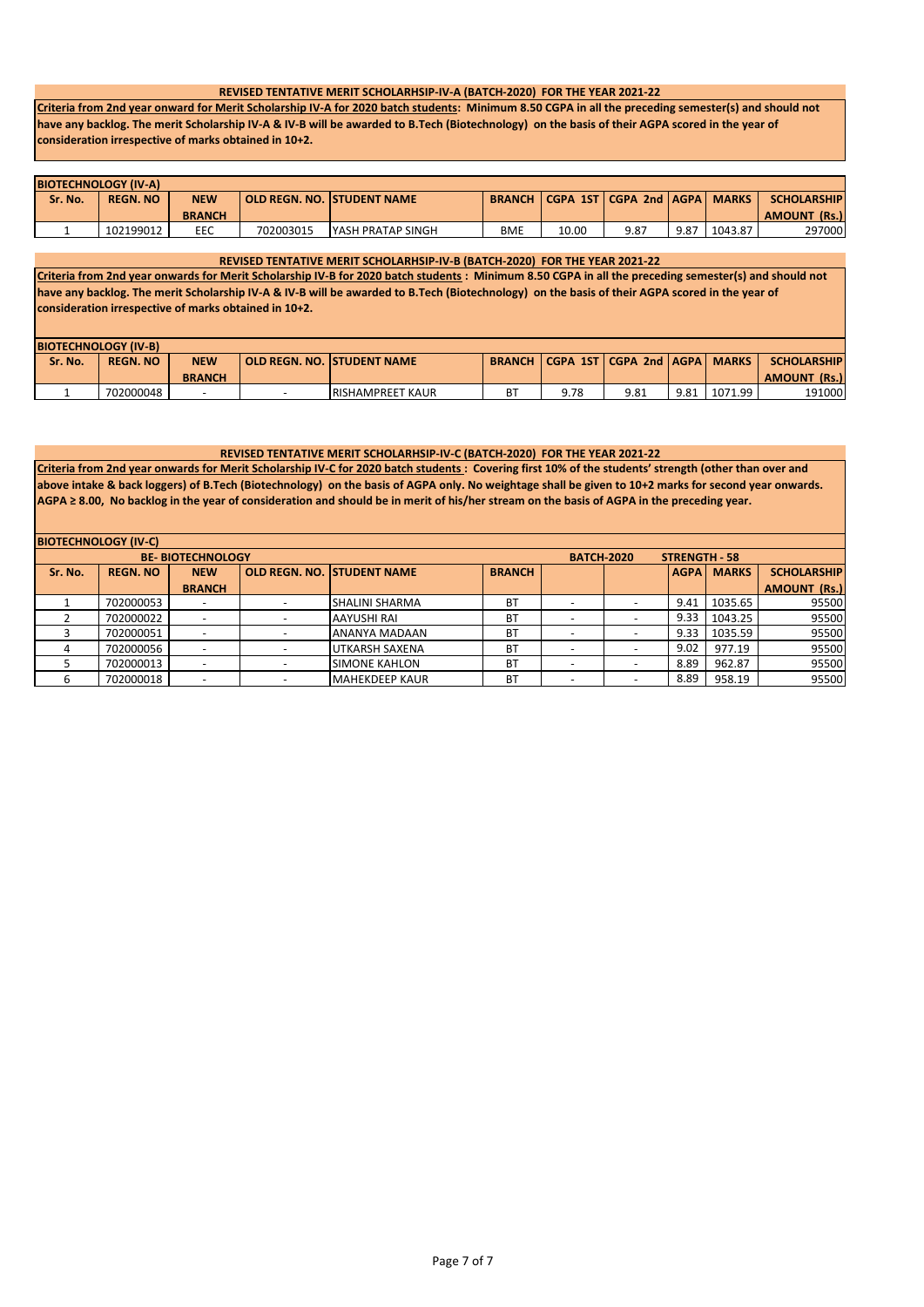## REVISED TENTATIVE MERIT SCHOLARHSIP-IV-A (BATCH-2020) FOR THE YEAR 2021-22

**Criteria from 2nd year onward for Merit Scholarship IV-A for 2020 batch students: Minimum 8.50 CGPA in all the preceding semester(s) and should not have any backlog. The merit Scholarship IV-A & IV-B will be awarded to B.Tech (Biotechnology) on the basis of their AGPA scored in the year of consideration irrespective of marks obtained in 10+2.**

**BIOTECHNOLOGY (IV-A)**

| Sr. No. | REGN. NO | NEW BRANCH | OLD REGN. NO. | STUDENT NAME | BRANCH | CGPA 1ST | CGPA 2nd | AGPA | MARKS | SCHOLARSHIP AMOUNT (Rs.) |
|---|---|---|---|---|---|---|---|---|---|---|
| 1 | 102199012 | EEC | 702003015 | YASH PRATAP SINGH | BME | 10.00 | 9.87 | 9.87 | 1043.87 | 297000 |

## REVISED TENTATIVE MERIT SCHOLARHSIP-IV-B (BATCH-2020) FOR THE YEAR 2021-22

**Criteria from 2nd year onwards for Merit Scholarship IV-B for 2020 batch students : Minimum 8.50 CGPA in all the preceding semester(s) and should not have any backlog. The merit Scholarship IV-A & IV-B will be awarded to B.Tech (Biotechnology) on the basis of their AGPA scored in the year of consideration irrespective of marks obtained in 10+2.**

**BIOTECHNOLOGY (IV-B)**

| Sr. No. | REGN. NO | NEW BRANCH | OLD REGN. NO. | STUDENT NAME | BRANCH | CGPA 1ST | CGPA 2nd | AGPA | MARKS | SCHOLARSHIP AMOUNT (Rs.) |
|---|---|---|---|---|---|---|---|---|---|---|
| 1 | 702000048 | - | - | RISHAMPREET KAUR | BT | 9.78 | 9.81 | 9.81 | 1071.99 | 191000 |

## REVISED TENTATIVE MERIT SCHOLARHSIP-IV-C (BATCH-2020) FOR THE YEAR 2021-22

**Criteria from 2nd year onwards for Merit Scholarship IV-C for 2020 batch students : Covering first 10% of the students' strength (other than over and above intake & back loggers) of B.Tech (Biotechnology) on the basis of AGPA only. No weightage shall be given to 10+2 marks for second year onwards. AGPA ≥ 8.00, No backlog in the year of consideration and should be in merit of his/her stream on the basis of AGPA in the preceding year.**

**BIOTECHNOLOGY (IV-C)**

**BE- BIOTECHNOLOGY** | **BATCH-2020** | **STRENGTH - 58**

| Sr. No. | REGN. NO | NEW BRANCH | OLD REGN. NO. | STUDENT NAME | BRANCH | | | AGPA | MARKS | SCHOLARSHIP AMOUNT (Rs.) |
|---|---|---|---|---|---|---|---|---|---|---|
| 1 | 702000053 | - | - | SHALINI SHARMA | BT | - | - | 9.41 | 1035.65 | 95500 |
| 2 | 702000022 | - | - | AAYUSHI RAI | BT | - | - | 9.33 | 1043.25 | 95500 |
| 3 | 702000051 | - | - | ANANYA MADAAN | BT | - | - | 9.33 | 1035.59 | 95500 |
| 4 | 702000056 | - | - | UTKARSH SAXENA | BT | - | - | 9.02 | 977.19 | 95500 |
| 5 | 702000013 | - | - | SIMONE KAHLON | BT | - | - | 8.89 | 962.87 | 95500 |
| 6 | 702000018 | - | - | MAHEKDEEP KAUR | BT | - | - | 8.89 | 958.19 | 95500 |